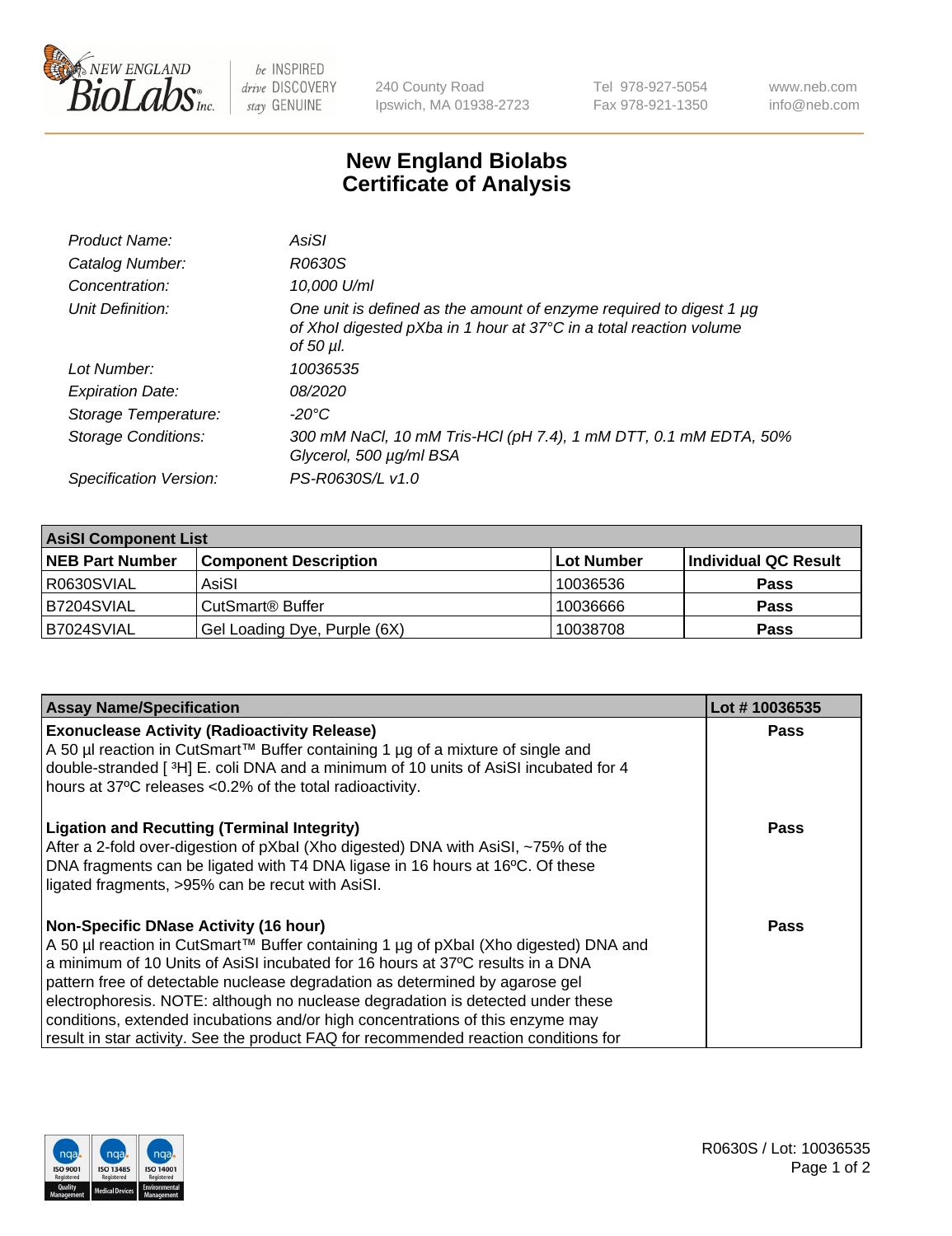# New England Biolabs Certificate of Analysis

| | |
|---|---|
| *Product Name:* | *AsiSI* |
| *Catalog Number:* | *R0630S* |
| *Concentration:* | *10,000 U/ml* |
| *Unit Definition:* | *One unit is defined as the amount of enzyme required to digest 1 µg of XhoI digested pXba in 1 hour at 37°C in a total reaction volume of 50 µl.* |
| *Lot Number:* | *10036535* |
| *Expiration Date:* | *08/2020* |
| *Storage Temperature:* | *-20°C* |
| *Storage Conditions:* | *300 mM NaCl, 10 mM Tris-HCl (pH 7.4), 1 mM DTT, 0.1 mM EDTA, 50% Glycerol, 500 µg/ml BSA* |
| *Specification Version:* | *PS-R0630S/L v1.0* |

| **AsiSI Component List** | | | |
|---|---|---|---|
| **NEB Part Number** | **Component Description** | **Lot Number** | **Individual QC Result** |
| R0630SVIAL | AsiSI | 10036536 | **Pass** |
| B7204SVIAL | CutSmart® Buffer | 10036666 | **Pass** |
| B7024SVIAL | Gel Loading Dye, Purple (6X) | 10038708 | **Pass** |

| **Assay Name/Specification** | **Lot # 10036535** |
|---|---|
| **Exonuclease Activity (Radioactivity Release)** A 50 µl reaction in CutSmart™ Buffer containing 1 µg of a mixture of single and double-stranded [ $^3$H] E. coli DNA and a minimum of 10 units of AsiSI incubated for 4 hours at 37ºC releases <0.2% of the total radioactivity. | **Pass** |
| **Ligation and Recutting (Terminal Integrity)** After a 2-fold over-digestion of pXbaI (Xho digested) DNA with AsiSI, ~75% of the DNA fragments can be ligated with T4 DNA ligase in 16 hours at 16ºC. Of these ligated fragments, >95% can be recut with AsiSI. | **Pass** |
| **Non-Specific DNase Activity (16 hour)** A 50 µl reaction in CutSmart™ Buffer containing 1 µg of pXbaI (Xho digested) DNA and a minimum of 10 Units of AsiSI incubated for 16 hours at 37ºC results in a DNA pattern free of detectable nuclease degradation as determined by agarose gel electrophoresis. NOTE: although no nuclease degradation is detected under these conditions, extended incubations and/or high concentrations of this enzyme may result in star activity. See the product FAQ for recommended reaction conditions for | **Pass** |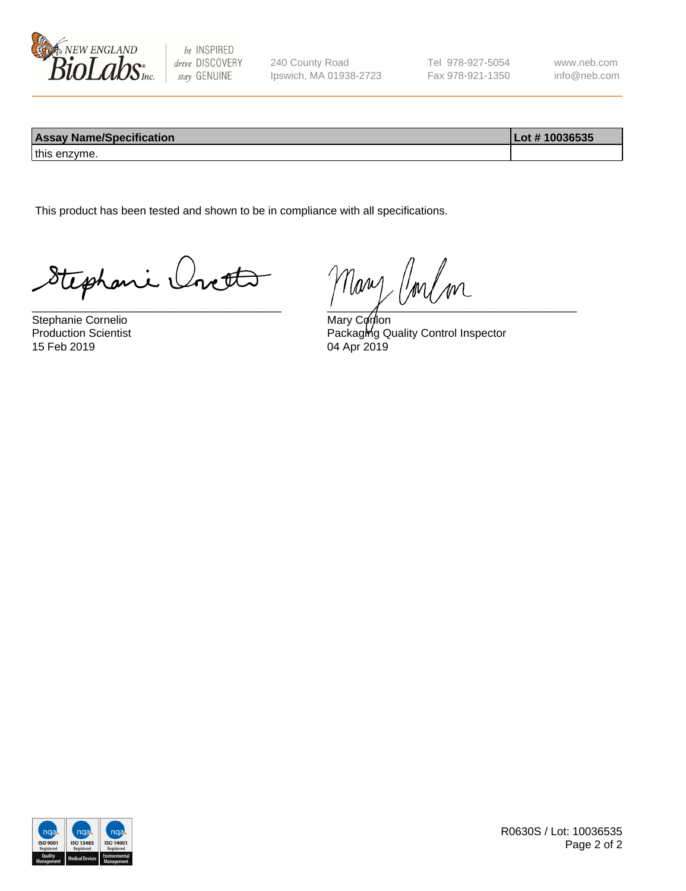| Assay Name/Specification | Lot # 10036535 |
|---|---|
| this enzyme. | |

This product has been tested and shown to be in compliance with all specifications.

Stephanie Cornelio
Production Scientist
15 Feb 2019

Mary Conlon
Packaging Quality Control Inspector
04 Apr 2019

R0630S / Lot: 10036535